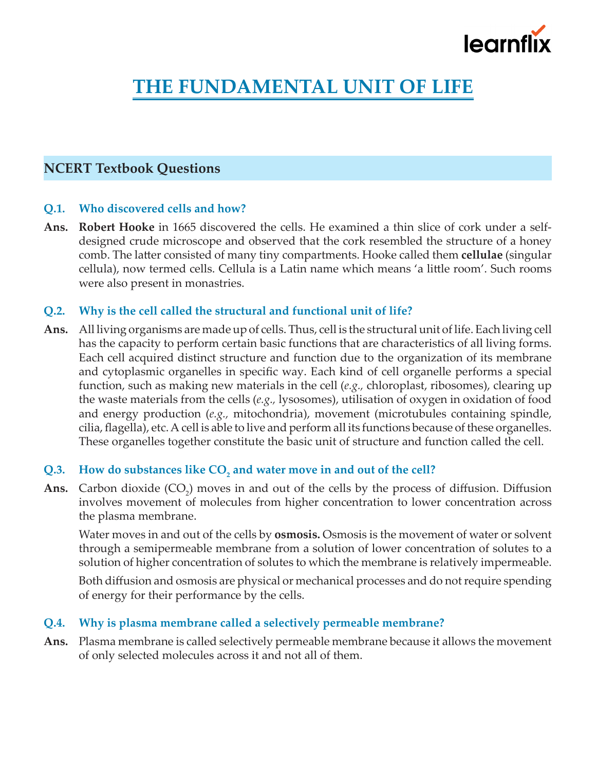# THE FUNDAMENTAL UNIT OF LIFE

## NCERT Textbook Questions

**Q.1. Who discovered cells and how?**

**Ans.** **Robert Hooke** in 1665 discovered the cells. He examined a thin slice of cork under a self-designed crude microscope and observed that the cork resembled the structure of a honey comb. The latter consisted of many tiny compartments. Hooke called them **cellulae** (singular cellula), now termed cells. Cellula is a Latin name which means 'a little room'. Such rooms were also present in monastries.

**Q.2. Why is the cell called the structural and functional unit of life?**

**Ans.** All living organisms are made up of cells. Thus, cell is the structural unit of life. Each living cell has the capacity to perform certain basic functions that are characteristics of all living forms. Each cell acquired distinct structure and function due to the organization of its membrane and cytoplasmic organelles in specific way. Each kind of cell organelle performs a special function, such as making new materials in the cell (*e.g.*, chloroplast, ribosomes), clearing up the waste materials from the cells (*e.g.*, lysosomes), utilisation of oxygen in oxidation of food and energy production (*e.g.*, mitochondria), movement (microtubules containing spindle, cilia, flagella), etc. A cell is able to live and perform all its functions because of these organelles. These organelles together constitute the basic unit of structure and function called the cell.

**Q.3. How do substances like $CO_2$ and water move in and out of the cell?**

**Ans.** Carbon dioxide ($CO_2$) moves in and out of the cells by the process of diffusion. Diffusion involves movement of molecules from higher concentration to lower concentration across the plasma membrane.

Water moves in and out of the cells by **osmosis.** Osmosis is the movement of water or solvent through a semipermeable membrane from a solution of lower concentration of solutes to a solution of higher concentration of solutes to which the membrane is relatively impermeable.

Both diffusion and osmosis are physical or mechanical processes and do not require spending of energy for their performance by the cells.

**Q.4. Why is plasma membrane called a selectively permeable membrane?**

**Ans.** Plasma membrane is called selectively permeable membrane because it allows the movement of only selected molecules across it and not all of them.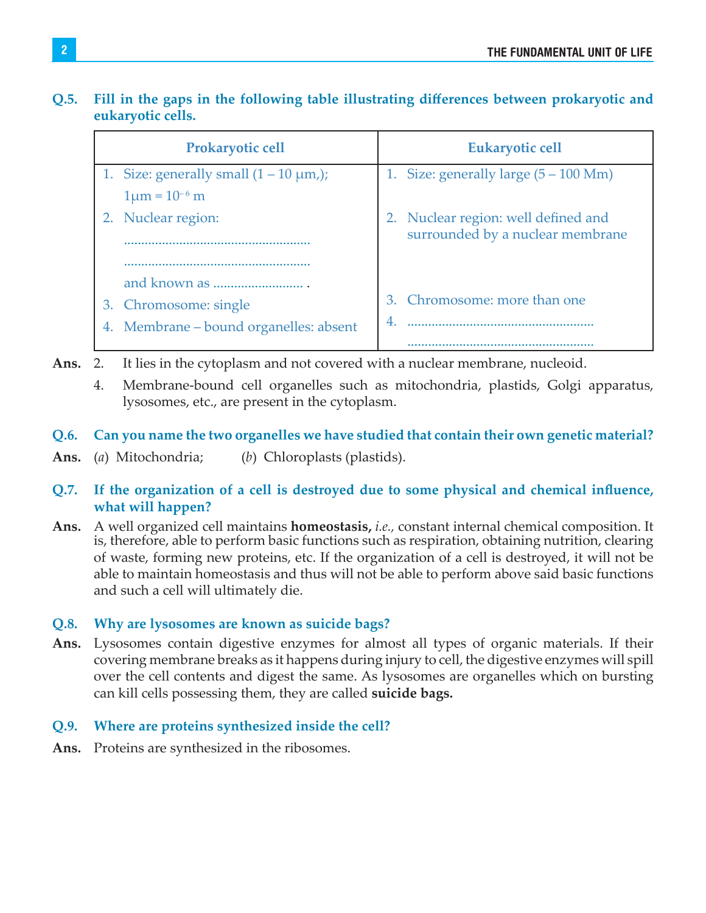**Q.5. Fill in the gaps in the following table illustrating differences between prokaryotic and eukaryotic cells.**

| Prokaryotic cell | Eukaryotic cell |
|---|---|
| 1. Size: generally small (1 – 10 μm,); 1μm = $10^{-6}$ m | 1. Size: generally large (5 – 100 Mm) |
| 2. Nuclear region: ..................................................... ..................................................... and known as .......................... . | 2. Nuclear region: well defined and surrounded by a nuclear membrane |
| 3. Chromosome: single | 3. Chromosome: more than one |
| 4. Membrane – bound organelles: absent | 4. ..................................................... ..................................................... |

**Ans.** 2. It lies in the cytoplasm and not covered with a nuclear membrane, nucleoid.

4. Membrane-bound cell organelles such as mitochondria, plastids, Golgi apparatus, lysosomes, etc., are present in the cytoplasm.

**Q.6. Can you name the two organelles we have studied that contain their own genetic material?**

**Ans.** (*a*) Mitochondria; (*b*) Chloroplasts (plastids).

**Q.7. If the organization of a cell is destroyed due to some physical and chemical influence, what will happen?**

**Ans.** A well organized cell maintains **homeostasis,** *i.e.*, constant internal chemical composition. It is, therefore, able to perform basic functions such as respiration, obtaining nutrition, clearing of waste, forming new proteins, etc. If the organization of a cell is destroyed, it will not be able to maintain homeostasis and thus will not be able to perform above said basic functions and such a cell will ultimately die.

**Q.8. Why are lysosomes are known as suicide bags?**

**Ans.** Lysosomes contain digestive enzymes for almost all types of organic materials. If their covering membrane breaks as it happens during injury to cell, the digestive enzymes will spill over the cell contents and digest the same. As lysosomes are organelles which on bursting can kill cells possessing them, they are called **suicide bags.**

**Q.9. Where are proteins synthesized inside the cell?**

**Ans.** Proteins are synthesized in the ribosomes.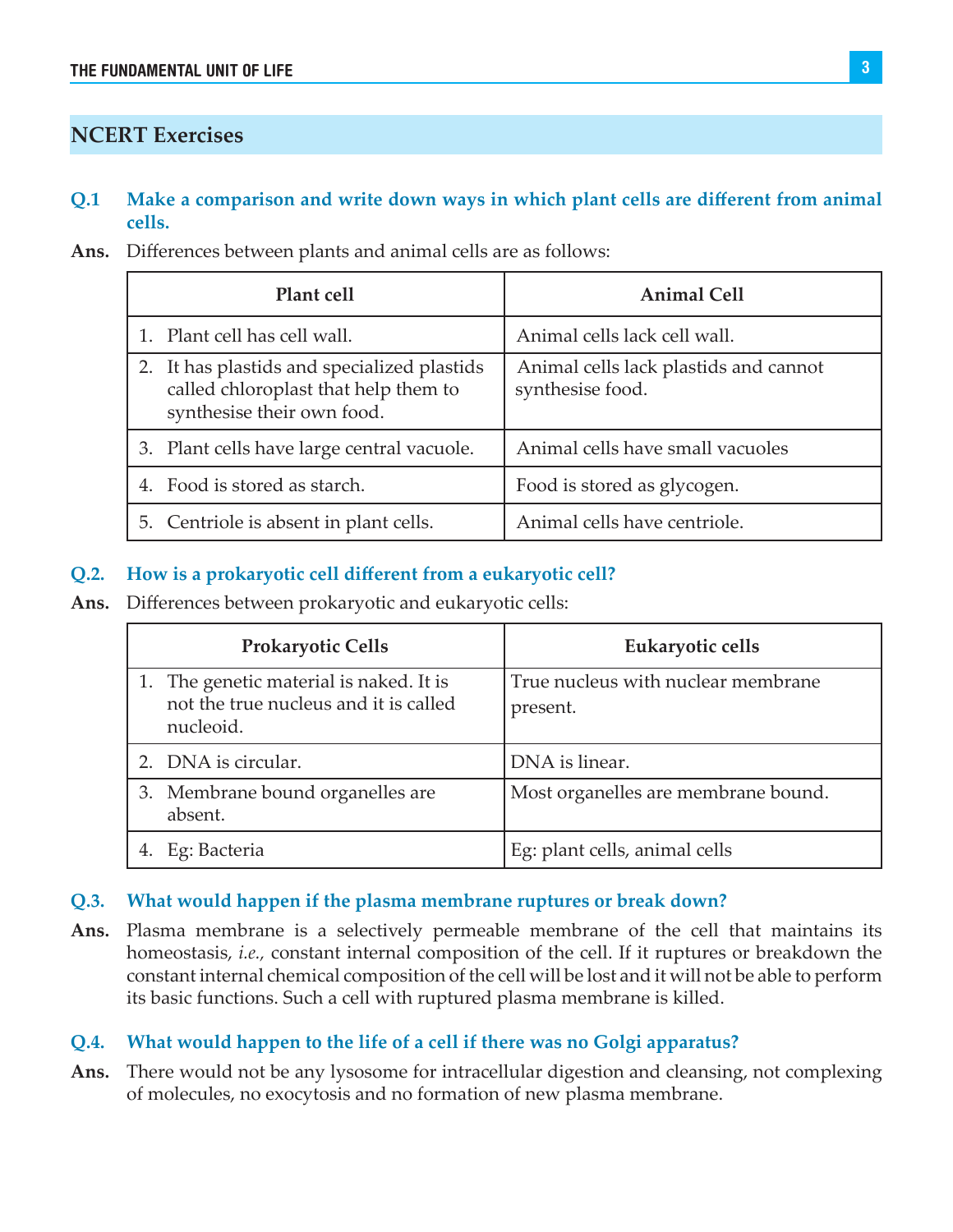## NCERT Exercises

**Q.1 Make a comparison and write down ways in which plant cells are different from animal cells.**

**Ans.** Differences between plants and animal cells are as follows:

| Plant cell | Animal Cell |
|---|---|
| 1. Plant cell has cell wall. | Animal cells lack cell wall. |
| 2. It has plastids and specialized plastids called chloroplast that help them to synthesise their own food. | Animal cells lack plastids and cannot synthesise food. |
| 3. Plant cells have large central vacuole. | Animal cells have small vacuoles |
| 4. Food is stored as starch. | Food is stored as glycogen. |
| 5. Centriole is absent in plant cells. | Animal cells have centriole. |

**Q.2. How is a prokaryotic cell different from a eukaryotic cell?**

**Ans.** Differences between prokaryotic and eukaryotic cells:

| Prokaryotic Cells | Eukaryotic cells |
|---|---|
| 1. The genetic material is naked. It is not the true nucleus and it is called nucleoid. | True nucleus with nuclear membrane present. |
| 2. DNA is circular. | DNA is linear. |
| 3. Membrane bound organelles are absent. | Most organelles are membrane bound. |
| 4. Eg: Bacteria | Eg: plant cells, animal cells |

**Q.3. What would happen if the plasma membrane ruptures or break down?**

**Ans.** Plasma membrane is a selectively permeable membrane of the cell that maintains its homeostasis, *i.e.,* constant internal composition of the cell. If it ruptures or breakdown the constant internal chemical composition of the cell will be lost and it will not be able to perform its basic functions. Such a cell with ruptured plasma membrane is killed.

**Q.4. What would happen to the life of a cell if there was no Golgi apparatus?**

**Ans.** There would not be any lysosome for intracellular digestion and cleansing, not complexing of molecules, no exocytosis and no formation of new plasma membrane.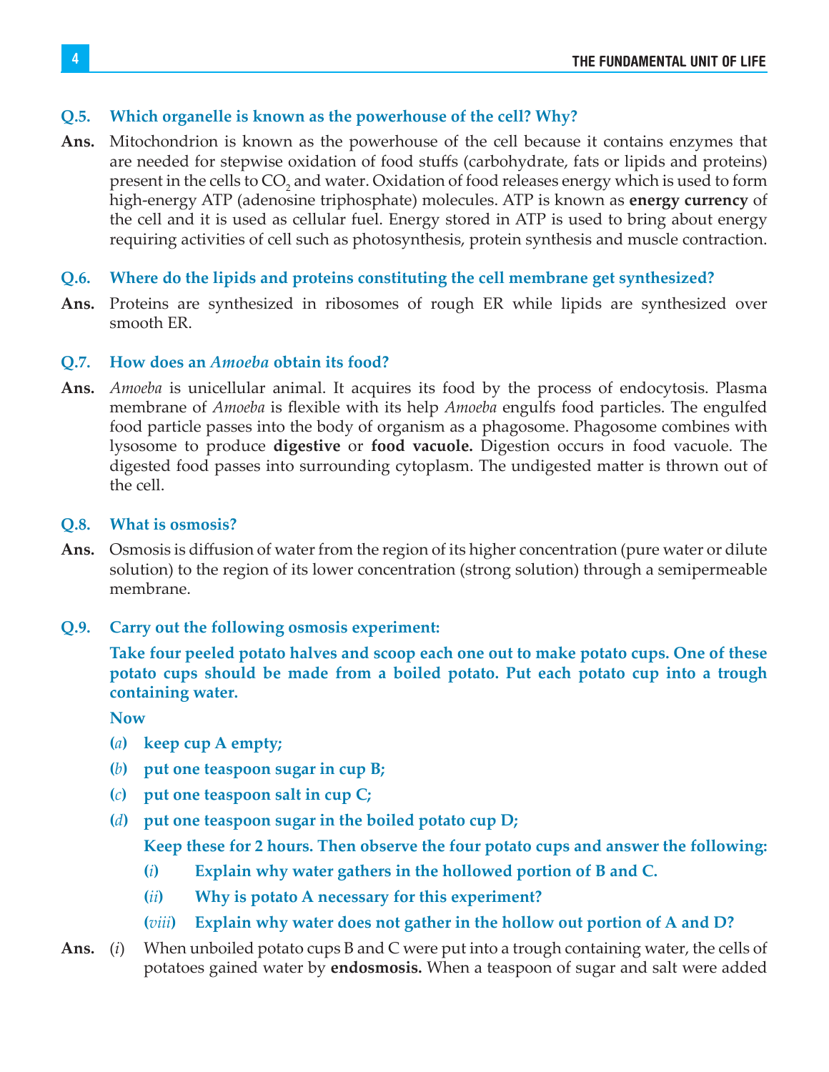**Q.5. Which organelle is known as the powerhouse of the cell? Why?**

**Ans.** Mitochondrion is known as the powerhouse of the cell because it contains enzymes that are needed for stepwise oxidation of food stuffs (carbohydrate, fats or lipids and proteins) present in the cells to $CO_2$ and water. Oxidation of food releases energy which is used to form high-energy ATP (adenosine triphosphate) molecules. ATP is known as **energy currency** of the cell and it is used as cellular fuel. Energy stored in ATP is used to bring about energy requiring activities of cell such as photosynthesis, protein synthesis and muscle contraction.

**Q.6. Where do the lipids and proteins constituting the cell membrane get synthesized?**

**Ans.** Proteins are synthesized in ribosomes of rough ER while lipids are synthesized over smooth ER.

**Q.7. How does an *Amoeba* obtain its food?**

**Ans.** *Amoeba* is unicellular animal. It acquires its food by the process of endocytosis. Plasma membrane of *Amoeba* is flexible with its help *Amoeba* engulfs food particles. The engulfed food particle passes into the body of organism as a phagosome. Phagosome combines with lysosome to produce **digestive** or **food vacuole.** Digestion occurs in food vacuole. The digested food passes into surrounding cytoplasm. The undigested matter is thrown out of the cell.

**Q.8. What is osmosis?**

**Ans.** Osmosis is diffusion of water from the region of its higher concentration (pure water or dilute solution) to the region of its lower concentration (strong solution) through a semipermeable membrane.

**Q.9. Carry out the following osmosis experiment:**

**Take four peeled potato halves and scoop each one out to make potato cups. One of these potato cups should be made from a boiled potato. Put each potato cup into a trough containing water.**

**Now**

**(*a*) keep cup A empty;**

**(*b*) put one teaspoon sugar in cup B;**

**(*c*) put one teaspoon salt in cup C;**

**(*d*) put one teaspoon sugar in the boiled potato cup D;**

**Keep these for 2 hours. Then observe the four potato cups and answer the following:**

**(*i*) Explain why water gathers in the hollowed portion of B and C.**

**(*ii*) Why is potato A necessary for this experiment?**

**(*viii*) Explain why water does not gather in the hollow out portion of A and D?**

**Ans.** (*i*) When unboiled potato cups B and C were put into a trough containing water, the cells of potatoes gained water by **endosmosis.** When a teaspoon of sugar and salt were added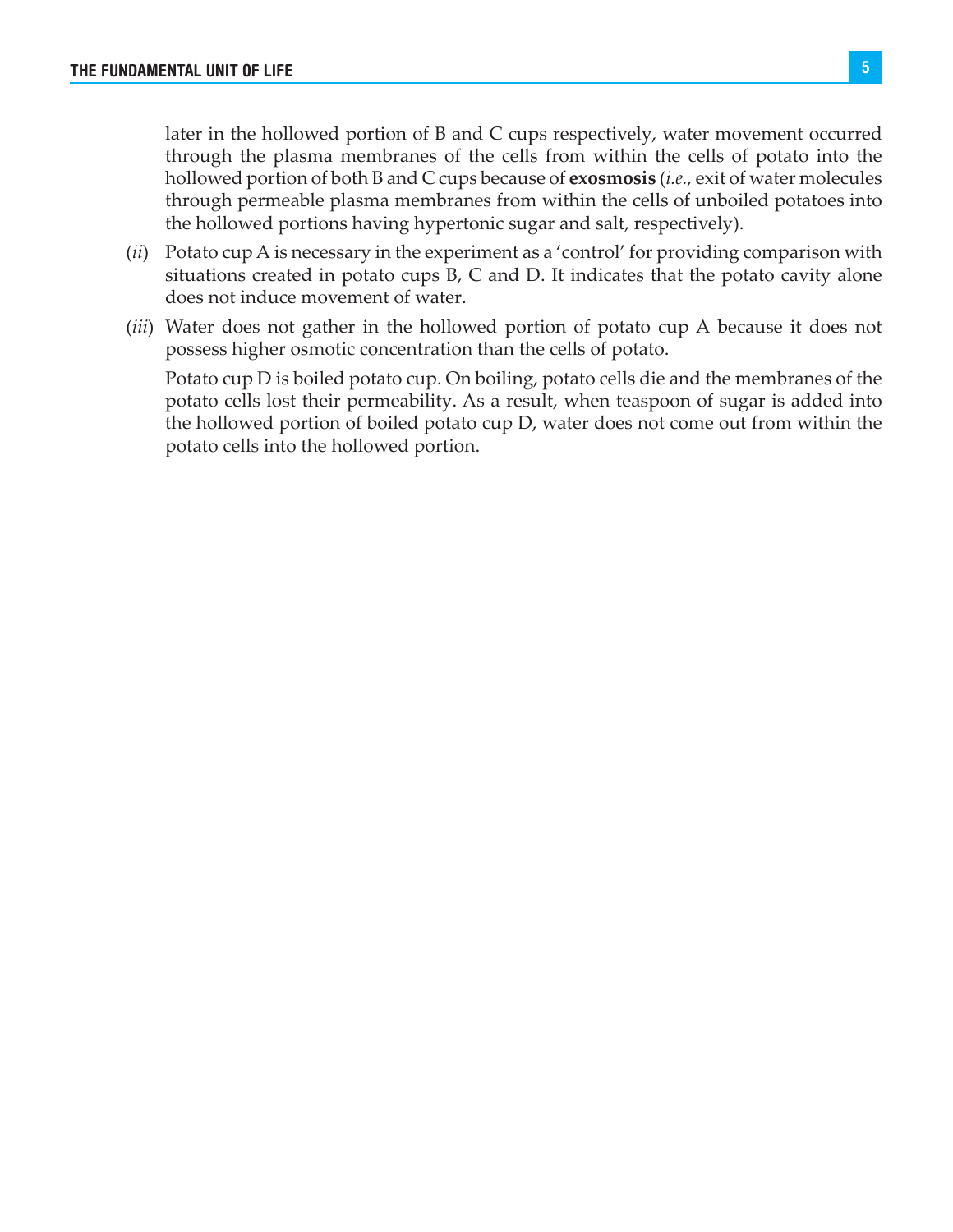later in the hollowed portion of B and C cups respectively, water movement occurred through the plasma membranes of the cells from within the cells of potato into the hollowed portion of both B and C cups because of **exosmosis** (*i.e.*, exit of water molecules through permeable plasma membranes from within the cells of unboiled potatoes into the hollowed portions having hypertonic sugar and salt, respectively).

(*ii*) Potato cup A is necessary in the experiment as a 'control' for providing comparison with situations created in potato cups B, C and D. It indicates that the potato cavity alone does not induce movement of water.

(*iii*) Water does not gather in the hollowed portion of potato cup A because it does not possess higher osmotic concentration than the cells of potato.

Potato cup D is boiled potato cup. On boiling, potato cells die and the membranes of the potato cells lost their permeability. As a result, when teaspoon of sugar is added into the hollowed portion of boiled potato cup D, water does not come out from within the potato cells into the hollowed portion.